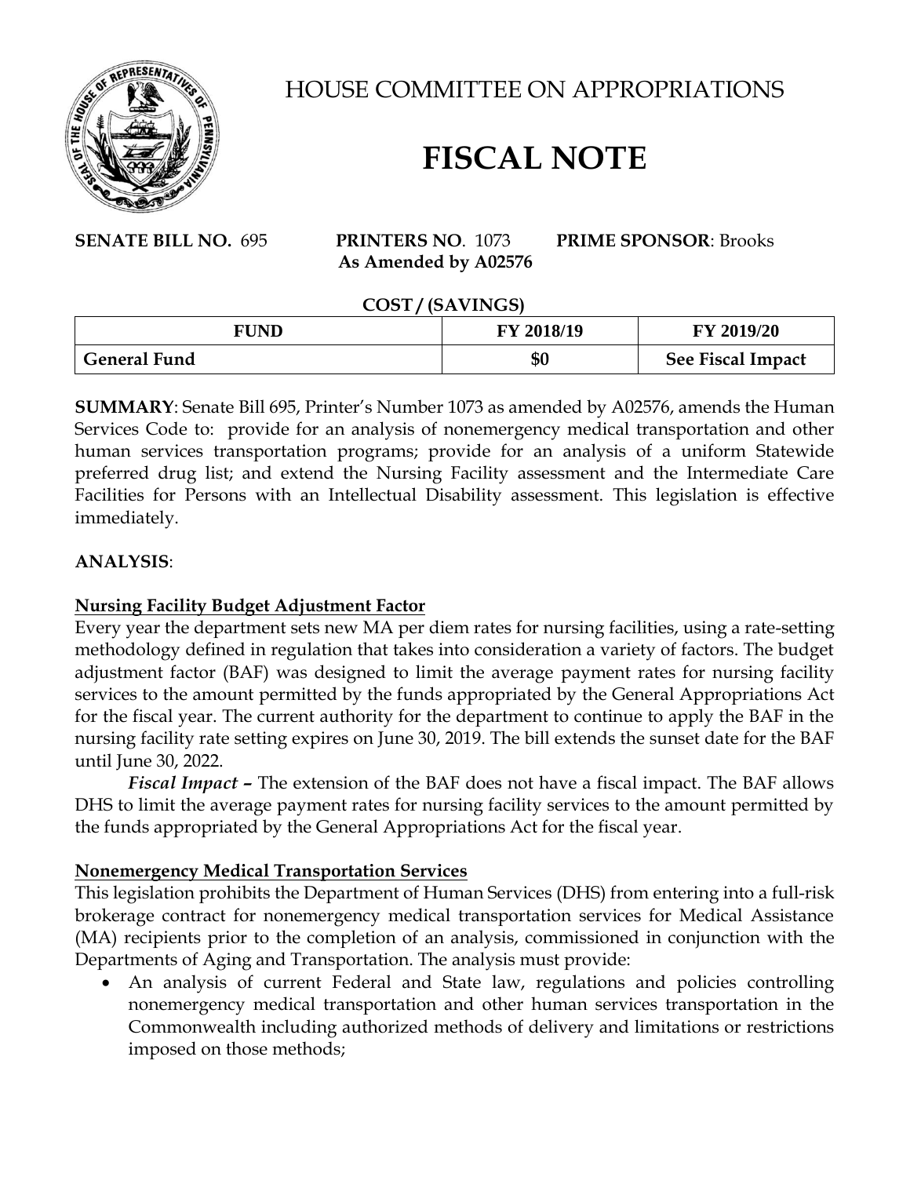# HOUSE COMMITTEE ON APPROPRIATIONS

# FISCAL NOTE

**SENATE BILL NO.** 695 **PRINTERS NO**. 1073 **PRIME SPONSOR**: Brooks
**As Amended by A02576**

**COST / (SAVINGS)**

| FUND | FY 2018/19 | FY 2019/20 |
|---|---|---|
| **General Fund** | **$0** | **See Fiscal Impact** |

**SUMMARY**: Senate Bill 695, Printer's Number 1073 as amended by A02576, amends the Human Services Code to: provide for an analysis of nonemergency medical transportation and other human services transportation programs; provide for an analysis of a uniform Statewide preferred drug list; and extend the Nursing Facility assessment and the Intermediate Care Facilities for Persons with an Intellectual Disability assessment. This legislation is effective immediately.

**ANALYSIS**:

**Nursing Facility Budget Adjustment Factor**

Every year the department sets new MA per diem rates for nursing facilities, using a rate-setting methodology defined in regulation that takes into consideration a variety of factors. The budget adjustment factor (BAF) was designed to limit the average payment rates for nursing facility services to the amount permitted by the funds appropriated by the General Appropriations Act for the fiscal year. The current authority for the department to continue to apply the BAF in the nursing facility rate setting expires on June 30, 2019. The bill extends the sunset date for the BAF until June 30, 2022.

***Fiscal Impact –*** The extension of the BAF does not have a fiscal impact. The BAF allows DHS to limit the average payment rates for nursing facility services to the amount permitted by the funds appropriated by the General Appropriations Act for the fiscal year.

**Nonemergency Medical Transportation Services**

This legislation prohibits the Department of Human Services (DHS) from entering into a full-risk brokerage contract for nonemergency medical transportation services for Medical Assistance (MA) recipients prior to the completion of an analysis, commissioned in conjunction with the Departments of Aging and Transportation. The analysis must provide:

- An analysis of current Federal and State law, regulations and policies controlling nonemergency medical transportation and other human services transportation in the Commonwealth including authorized methods of delivery and limitations or restrictions imposed on those methods;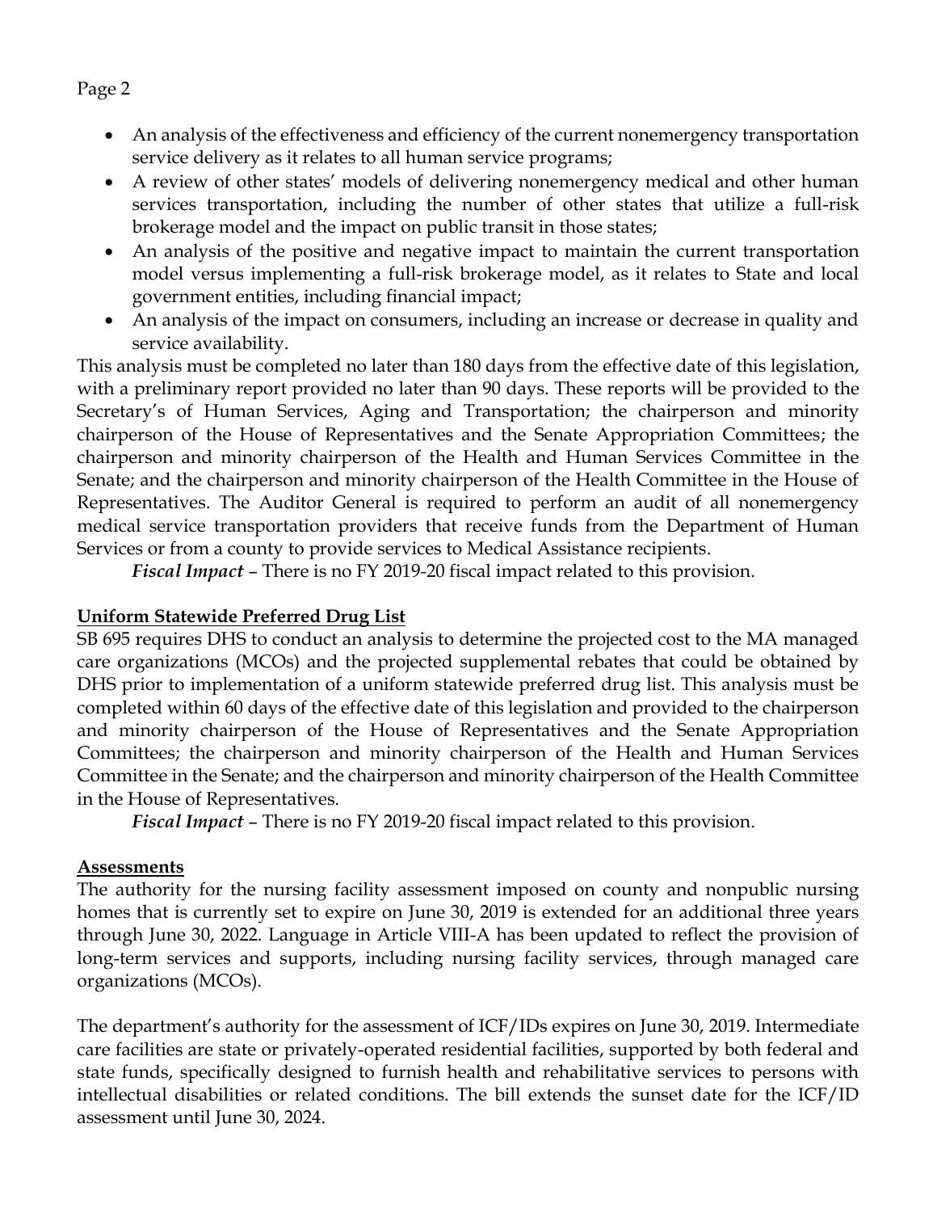- An analysis of the effectiveness and efficiency of the current nonemergency transportation service delivery as it relates to all human service programs;
- A review of other states' models of delivering nonemergency medical and other human services transportation, including the number of other states that utilize a full-risk brokerage model and the impact on public transit in those states;
- An analysis of the positive and negative impact to maintain the current transportation model versus implementing a full-risk brokerage model, as it relates to State and local government entities, including financial impact;
- An analysis of the impact on consumers, including an increase or decrease in quality and service availability.

This analysis must be completed no later than 180 days from the effective date of this legislation, with a preliminary report provided no later than 90 days. These reports will be provided to the Secretary's of Human Services, Aging and Transportation; the chairperson and minority chairperson of the House of Representatives and the Senate Appropriation Committees; the chairperson and minority chairperson of the Health and Human Services Committee in the Senate; and the chairperson and minority chairperson of the Health Committee in the House of Representatives. The Auditor General is required to perform an audit of all nonemergency medical service transportation providers that receive funds from the Department of Human Services or from a county to provide services to Medical Assistance recipients.

***Fiscal Impact*** – There is no FY 2019-20 fiscal impact related to this provision.

**Uniform Statewide Preferred Drug List**

SB 695 requires DHS to conduct an analysis to determine the projected cost to the MA managed care organizations (MCOs) and the projected supplemental rebates that could be obtained by DHS prior to implementation of a uniform statewide preferred drug list. This analysis must be completed within 60 days of the effective date of this legislation and provided to the chairperson and minority chairperson of the House of Representatives and the Senate Appropriation Committees; the chairperson and minority chairperson of the Health and Human Services Committee in the Senate; and the chairperson and minority chairperson of the Health Committee in the House of Representatives.

***Fiscal Impact*** – There is no FY 2019-20 fiscal impact related to this provision.

**Assessments**

The authority for the nursing facility assessment imposed on county and nonpublic nursing homes that is currently set to expire on June 30, 2019 is extended for an additional three years through June 30, 2022. Language in Article VIII-A has been updated to reflect the provision of long-term services and supports, including nursing facility services, through managed care organizations (MCOs).

The department's authority for the assessment of ICF/IDs expires on June 30, 2019. Intermediate care facilities are state or privately-operated residential facilities, supported by both federal and state funds, specifically designed to furnish health and rehabilitative services to persons with intellectual disabilities or related conditions. The bill extends the sunset date for the ICF/ID assessment until June 30, 2024.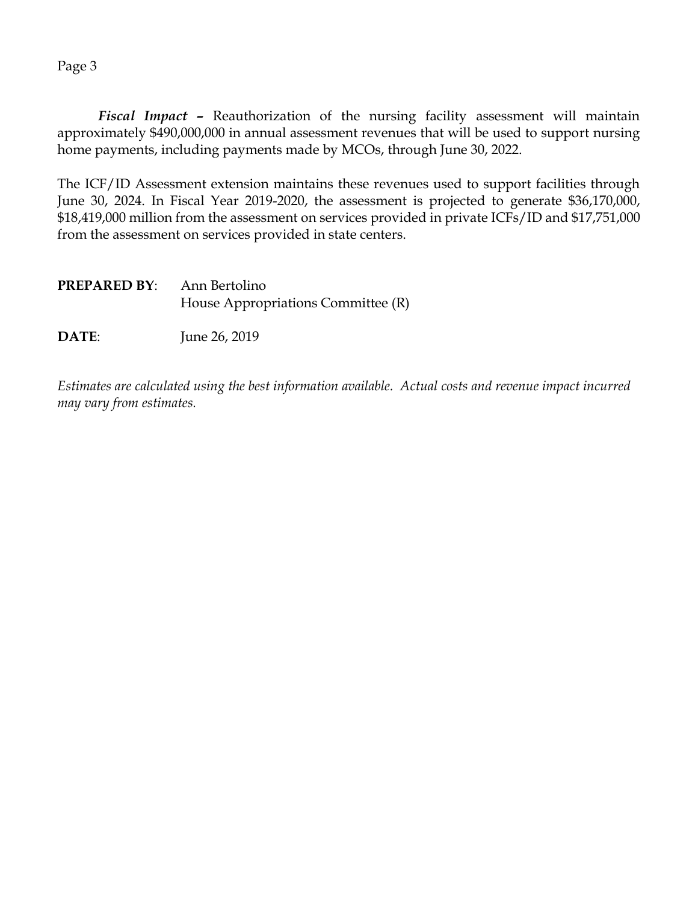***Fiscal Impact –*** Reauthorization of the nursing facility assessment will maintain approximately $490,000,000 in annual assessment revenues that will be used to support nursing home payments, including payments made by MCOs, through June 30, 2022.

The ICF/ID Assessment extension maintains these revenues used to support facilities through June 30, 2024. In Fiscal Year 2019-2020, the assessment is projected to generate $36,170,000, $18,419,000 million from the assessment on services provided in private ICFs/ID and $17,751,000 from the assessment on services provided in state centers.

**PREPARED BY**: Ann Bertolino
House Appropriations Committee (R)

**DATE**: June 26, 2019

*Estimates are calculated using the best information available. Actual costs and revenue impact incurred may vary from estimates.*